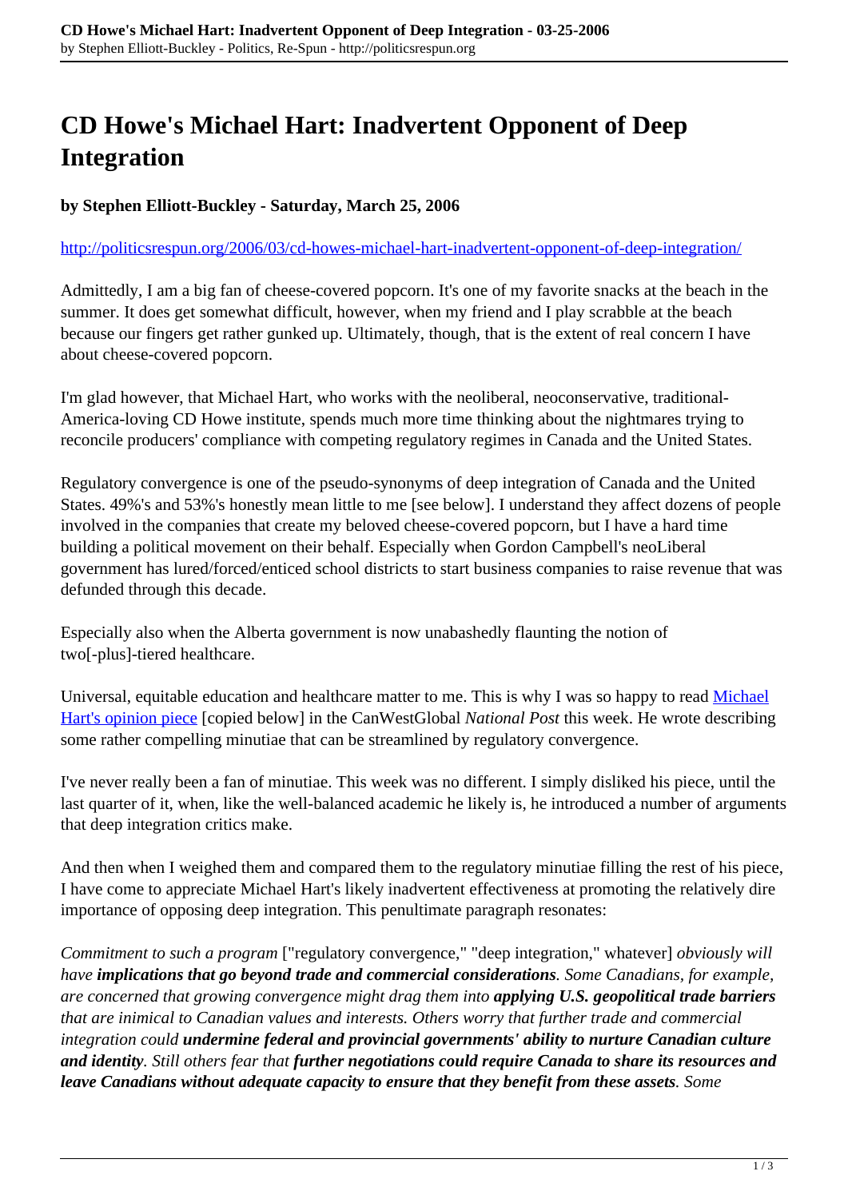# CD Howe's Michael Hart: Inadvertent Opponent of Deep Integration

**by Stephen Elliott-Buckley - Saturday, March 25, 2006**

http://politicsrespun.org/2006/03/cd-howes-michael-hart-inadvertent-opponent-of-deep-integration/

Admittedly, I am a big fan of cheese-covered popcorn. It's one of my favorite snacks at the beach in the summer. It does get somewhat difficult, however, when my friend and I play scrabble at the beach because our fingers get rather gunked up. Ultimately, though, that is the extent of real concern I have about cheese-covered popcorn.

I'm glad however, that Michael Hart, who works with the neoliberal, neoconservative, traditional-America-loving CD Howe institute, spends much more time thinking about the nightmares trying to reconcile producers' compliance with competing regulatory regimes in Canada and the United States.

Regulatory convergence is one of the pseudo-synonyms of deep integration of Canada and the United States. 49%'s and 53%'s honestly mean little to me [see below]. I understand they affect dozens of people involved in the companies that create my beloved cheese-covered popcorn, but I have a hard time building a political movement on their behalf. Especially when Gordon Campbell's neoLiberal government has lured/forced/enticed school districts to start business companies to raise revenue that was defunded through this decade.

Especially also when the Alberta government is now unabashedly flaunting the notion of two[-plus]-tiered healthcare.

Universal, equitable education and healthcare matter to me. This is why I was so happy to read Michael Hart's opinion piece [copied below] in the CanWestGlobal *National Post* this week. He wrote describing some rather compelling minutiae that can be streamlined by regulatory convergence.

I've never really been a fan of minutiae. This week was no different. I simply disliked his piece, until the last quarter of it, when, like the well-balanced academic he likely is, he introduced a number of arguments that deep integration critics make.

And then when I weighed them and compared them to the regulatory minutiae filling the rest of his piece, I have come to appreciate Michael Hart's likely inadvertent effectiveness at promoting the relatively dire importance of opposing deep integration. This penultimate paragraph resonates:

*Commitment to such a program* ["regulatory convergence," "deep integration," whatever] *obviously will have* ***implications that go beyond trade and commercial considerations****. Some Canadians, for example, are concerned that growing convergence might drag them into* ***applying U.S. geopolitical trade barriers*** *that are inimical to Canadian values and interests. Others worry that further trade and commercial integration could* ***undermine federal and provincial governments' ability to nurture Canadian culture and identity****. Still others fear that* ***further negotiations could require Canada to share its resources and leave Canadians without adequate capacity to ensure that they benefit from these assets****. Some*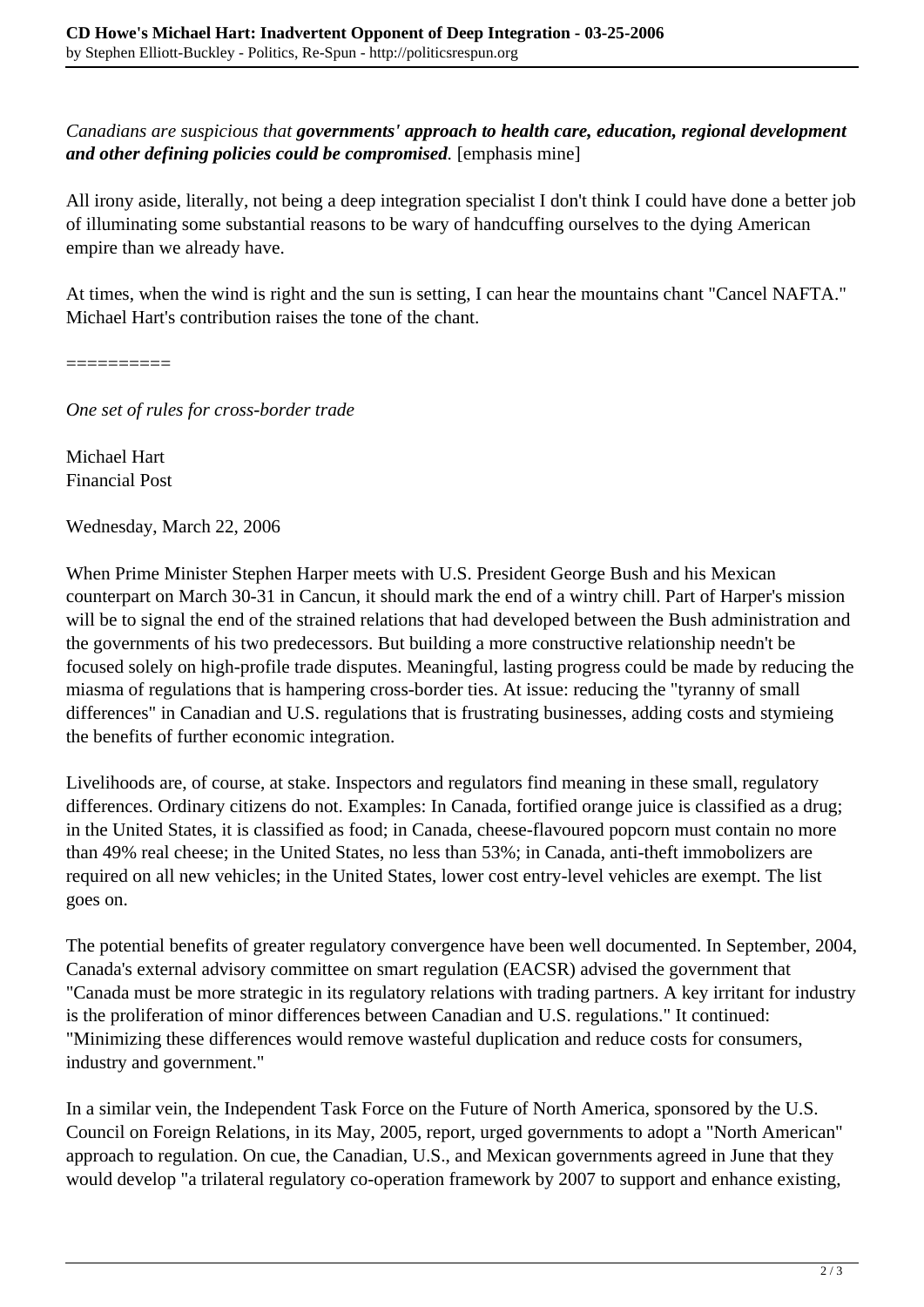*Canadians are suspicious that* ***governments' approach to health care, education, regional development and other defining policies could be compromised****.* [emphasis mine]

All irony aside, literally, not being a deep integration specialist I don't think I could have done a better job of illuminating some substantial reasons to be wary of handcuffing ourselves to the dying American empire than we already have.

At times, when the wind is right and the sun is setting, I can hear the mountains chant "Cancel NAFTA." Michael Hart's contribution raises the tone of the chant.

==========

*One set of rules for cross-border trade*

Michael Hart
Financial Post

Wednesday, March 22, 2006

When Prime Minister Stephen Harper meets with U.S. President George Bush and his Mexican counterpart on March 30-31 in Cancun, it should mark the end of a wintry chill. Part of Harper's mission will be to signal the end of the strained relations that had developed between the Bush administration and the governments of his two predecessors. But building a more constructive relationship needn't be focused solely on high-profile trade disputes. Meaningful, lasting progress could be made by reducing the miasma of regulations that is hampering cross-border ties. At issue: reducing the "tyranny of small differences" in Canadian and U.S. regulations that is frustrating businesses, adding costs and stymieing the benefits of further economic integration.

Livelihoods are, of course, at stake. Inspectors and regulators find meaning in these small, regulatory differences. Ordinary citizens do not. Examples: In Canada, fortified orange juice is classified as a drug; in the United States, it is classified as food; in Canada, cheese-flavoured popcorn must contain no more than 49% real cheese; in the United States, no less than 53%; in Canada, anti-theft immobolizers are required on all new vehicles; in the United States, lower cost entry-level vehicles are exempt. The list goes on.

The potential benefits of greater regulatory convergence have been well documented. In September, 2004, Canada's external advisory committee on smart regulation (EACSR) advised the government that "Canada must be more strategic in its regulatory relations with trading partners. A key irritant for industry is the proliferation of minor differences between Canadian and U.S. regulations." It continued: "Minimizing these differences would remove wasteful duplication and reduce costs for consumers, industry and government."

In a similar vein, the Independent Task Force on the Future of North America, sponsored by the U.S. Council on Foreign Relations, in its May, 2005, report, urged governments to adopt a "North American" approach to regulation. On cue, the Canadian, U.S., and Mexican governments agreed in June that they would develop "a trilateral regulatory co-operation framework by 2007 to support and enhance existing,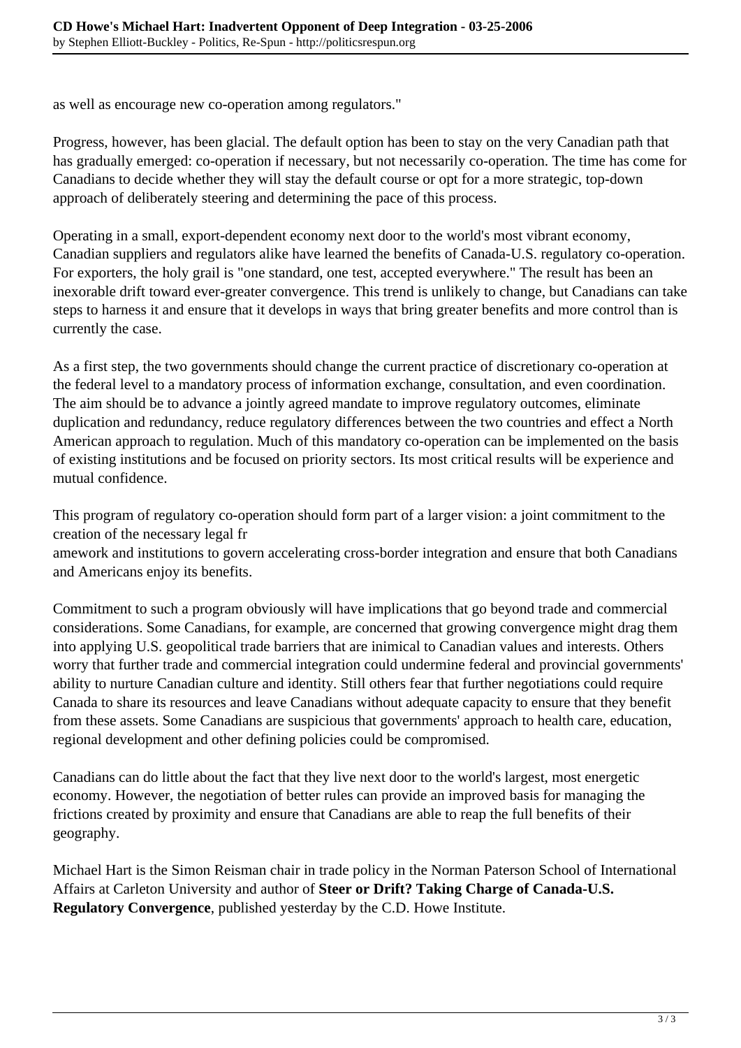as well as encourage new co-operation among regulators."

Progress, however, has been glacial. The default option has been to stay on the very Canadian path that has gradually emerged: co-operation if necessary, but not necessarily co-operation. The time has come for Canadians to decide whether they will stay the default course or opt for a more strategic, top-down approach of deliberately steering and determining the pace of this process.

Operating in a small, export-dependent economy next door to the world's most vibrant economy, Canadian suppliers and regulators alike have learned the benefits of Canada-U.S. regulatory co-operation. For exporters, the holy grail is "one standard, one test, accepted everywhere." The result has been an inexorable drift toward ever-greater convergence. This trend is unlikely to change, but Canadians can take steps to harness it and ensure that it develops in ways that bring greater benefits and more control than is currently the case.

As a first step, the two governments should change the current practice of discretionary co-operation at the federal level to a mandatory process of information exchange, consultation, and even coordination. The aim should be to advance a jointly agreed mandate to improve regulatory outcomes, eliminate duplication and redundancy, reduce regulatory differences between the two countries and effect a North American approach to regulation. Much of this mandatory co-operation can be implemented on the basis of existing institutions and be focused on priority sectors. Its most critical results will be experience and mutual confidence.

This program of regulatory co-operation should form part of a larger vision: a joint commitment to the creation of the necessary legal framework and institutions to govern accelerating cross-border integration and ensure that both Canadians and Americans enjoy its benefits.

Commitment to such a program obviously will have implications that go beyond trade and commercial considerations. Some Canadians, for example, are concerned that growing convergence might drag them into applying U.S. geopolitical trade barriers that are inimical to Canadian values and interests. Others worry that further trade and commercial integration could undermine federal and provincial governments' ability to nurture Canadian culture and identity. Still others fear that further negotiations could require Canada to share its resources and leave Canadians without adequate capacity to ensure that they benefit from these assets. Some Canadians are suspicious that governments' approach to health care, education, regional development and other defining policies could be compromised.

Canadians can do little about the fact that they live next door to the world's largest, most energetic economy. However, the negotiation of better rules can provide an improved basis for managing the frictions created by proximity and ensure that Canadians are able to reap the full benefits of their geography.

Michael Hart is the Simon Reisman chair in trade policy in the Norman Paterson School of International Affairs at Carleton University and author of **Steer or Drift? Taking Charge of Canada-U.S. Regulatory Convergence**, published yesterday by the C.D. Howe Institute.